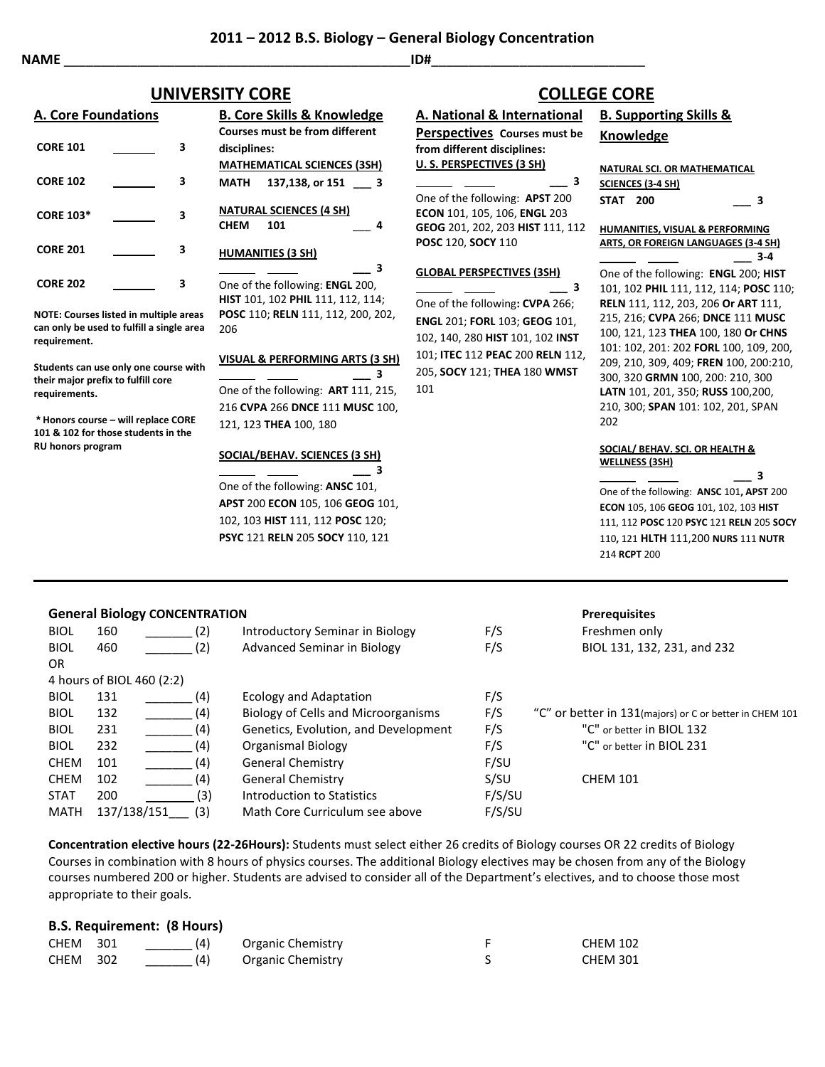# 2011 – 2012 B.S. Biology – General Biology Concentration

**NAME** ______________________________________________ **ID#** ____________________________

## UNIVERSITY CORE

### A. Core Foundations

| | | |
|---|---|---|
| CORE 101 | ______ | 3 |
| CORE 102 | ______ | 3 |
| CORE 103* | ______ | 3 |
| CORE 201 | ______ | 3 |
| CORE 202 | ______ | 3 |

**NOTE: Courses listed in multiple areas can only be used to fulfill a single area requirement.**

**Students can use only one course with their major prefix to fulfill core requirements.**

**\* Honors course – will replace CORE 101 & 102 for those students in the RU honors program**

### B. Core Skills & Knowledge

**Courses must be from different disciplines:**

**MATHEMATICAL SCIENCES (3SH)**

**MATH 137,138, or 151** ___ 3

**NATURAL SCIENCES (4 SH)**

**CHEM 101** ___ 4

**HUMANITIES (3 SH)**

______ _____ ___ 3

One of the following: **ENGL** 200, **HIST** 101, 102 **PHIL** 111, 112, 114; **POSC** 110; **RELN** 111, 112, 200, 202, 206

**VISUAL & PERFORMING ARTS (3 SH)**

______ _____ ___ 3

One of the following: **ART** 111, 215, 216 **CVPA** 266 **DNCE** 111 **MUSC** 100, 121, 123 **THEA** 100, 180

**SOCIAL/BEHAV. SCIENCES (3 SH)**

______ _____ ___ 3

One of the following: **ANSC** 101, **APST** 200 **ECON** 105, 106 **GEOG** 101, 102, 103 **HIST** 111, 112 **POSC** 120; **PSYC** 121 **RELN** 205 **SOCY** 110, 121

## COLLEGE CORE

### A. National & International Perspectives

**Courses must be from different disciplines:**

**U. S. PERSPECTIVES (3 SH)**

______ _____ ___ 3

One of the following: **APST** 200 **ECON** 101, 105, 106, **ENGL** 203 **GEOG** 201, 202, 203 **HIST** 111, 112 **POSC** 120, **SOCY** 110

**GLOBAL PERSPECTIVES (3SH)**

______ _____ ___ 3

One of the following**: CVPA** 266; **ENGL** 201; **FORL** 103; **GEOG** 101, 102, 140, 280 **HIST** 101, 102 **INST** 101; **ITEC** 112 **PEAC** 200 **RELN** 112, 205, **SOCY** 121; **THEA** 180 **WMST** 101

### B. Supporting Skills & Knowledge

**NATURAL SCI. OR MATHEMATICAL SCIENCES (3-4 SH)**

**STAT 200** ___ 3

**HUMANITIES, VISUAL & PERFORMING ARTS, OR FOREIGN LANGUAGES (3-4 SH)**

______ _____ ___ 3-4

One of the following: **ENGL** 200; **HIST** 101, 102 **PHIL** 111, 112, 114; **POSC** 110; **RELN** 111, 112, 203, 206 **Or ART** 111, 215, 216; **CVPA** 266; **DNCE** 111 **MUSC** 100, 121, 123 **THEA** 100, 180 **Or CHNS** 101: 102, 201: 202 **FORL** 100, 109, 200, 209, 210, 309, 409; **FREN** 100, 200:210, 300, 320 **GRMN** 100, 200: 210, 300 **LATN** 101, 201, 350; **RUSS** 100,200, 210, 300; **SPAN** 101: 102, 201, SPAN 202

**SOCIAL/ BEHAV. SCI. OR HEALTH & WELLNESS (3SH)**

______ _____ ___ 3

One of the following: **ANSC** 101**, APST** 200 **ECON** 105, 106 **GEOG** 101, 102, 103 **HIST** 111, 112 **POSC** 120 **PSYC** 121 **RELN** 205 **SOCY** 110**,** 121 **HLTH** 111,200 **NURS** 111 **NUTR** 214 **RCPT** 200

---

## General Biology CONCENTRATION

| | | | | | Prerequisites |
|---|---|---|---|---|---|
| BIOL | 160 | _______ (2) | Introductory Seminar in Biology | F/S | Freshmen only |
| BIOL | 460 | _______ (2) | Advanced Seminar in Biology | F/S | BIOL 131, 132, 231, and 232 |
| OR | | | | | |
| 4 hours of BIOL 460 (2:2) | | | | | |
| BIOL | 131 | _______ (4) | Ecology and Adaptation | F/S | |
| BIOL | 132 | _______ (4) | Biology of Cells and Microorganisms | F/S | "C" or better in 131(majors) or C or better in CHEM 101 |
| BIOL | 231 | _______ (4) | Genetics, Evolution, and Development | F/S | "C" or better in BIOL 132 |
| BIOL | 232 | _______ (4) | Organismal Biology | F/S | "C" or better in BIOL 231 |
| CHEM | 101 | _______ (4) | General Chemistry | F/SU | |
| CHEM | 102 | _______ (4) | General Chemistry | S/SU | CHEM 101 |
| STAT | 200 | _______ (3) | Introduction to Statistics | F/S/SU | |
| MATH | 137/138/151 | ___ (3) | Math Core Curriculum see above | F/S/SU | |

**Concentration elective hours (22-26Hours):** Students must select either 26 credits of Biology courses OR 22 credits of Biology Courses in combination with 8 hours of physics courses. The additional Biology electives may be chosen from any of the Biology courses numbered 200 or higher. Students are advised to consider all of the Department's electives, and to choose those most appropriate to their goals.

### B.S. Requirement: (8 Hours)

| | | | | | |
|---|---|---|---|---|---|
| CHEM | 301 | _______ (4) | Organic Chemistry | F | CHEM 102 |
| CHEM | 302 | _______ (4) | Organic Chemistry | S | CHEM 301 |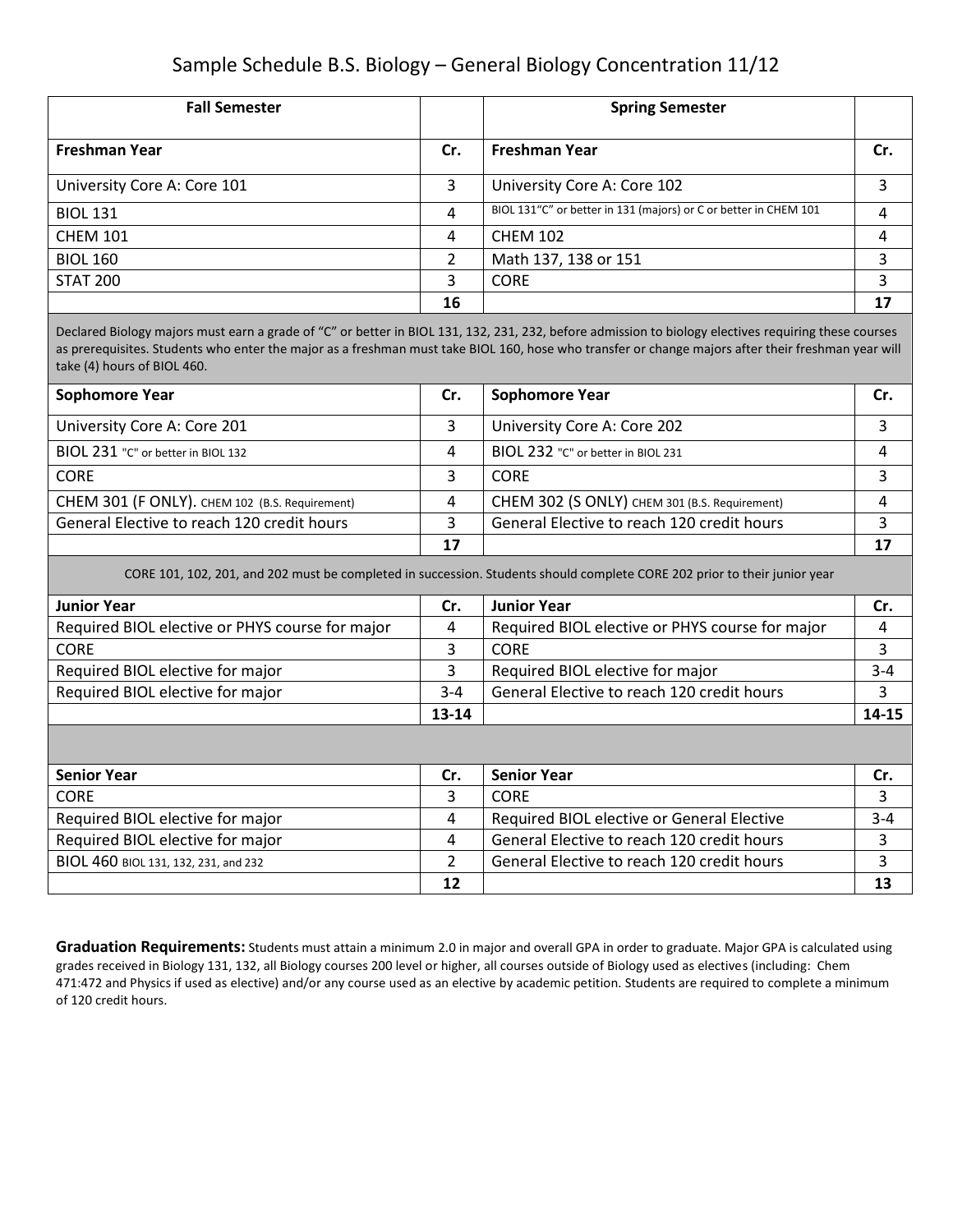# Sample Schedule B.S. Biology – General Biology Concentration 11/12

| Fall Semester | | Spring Semester | |
|---|---|---|---|
| **Freshman Year** | **Cr.** | **Freshman Year** | **Cr.** |
| University Core A: Core 101 | 3 | University Core A: Core 102 | 3 |
| BIOL 131 | 4 | BIOL 131"C" or better in 131 (majors) or C or better in CHEM 101 | 4 |
| CHEM 101 | 4 | CHEM 102 | 4 |
| BIOL 160 | 2 | Math 137, 138 or 151 | 3 |
| STAT 200 | 3 | CORE | 3 |
| | **16** | | **17** |
| Declared Biology majors must earn a grade of "C" or better in BIOL 131, 132, 231, 232, before admission to biology electives requiring these courses as prerequisites. Students who enter the major as a freshman must take BIOL 160, hose who transfer or change majors after their freshman year will take (4) hours of BIOL 460. | | | |
| **Sophomore Year** | **Cr.** | **Sophomore Year** | **Cr.** |
| University Core A: Core 201 | 3 | University Core A: Core 202 | 3 |
| BIOL 231 "C" or better in BIOL 132 | 4 | BIOL 232 "C" or better in BIOL 231 | 4 |
| CORE | 3 | CORE | 3 |
| CHEM 301 (F ONLY). CHEM 102 (B.S. Requirement) | 4 | CHEM 302 (S ONLY) CHEM 301 (B.S. Requirement) | 4 |
| General Elective to reach 120 credit hours | 3 | General Elective to reach 120 credit hours | 3 |
| | **17** | | **17** |
| CORE 101, 102, 201, and 202 must be completed in succession. Students should complete CORE 202 prior to their junior year | | | |
| **Junior Year** | **Cr.** | **Junior Year** | **Cr.** |
| Required BIOL elective or PHYS course for major | 4 | Required BIOL elective or PHYS course for major | 4 |
| CORE | 3 | CORE | 3 |
| Required BIOL elective for major | 3 | Required BIOL elective for major | 3-4 |
| Required BIOL elective for major | 3-4 | General Elective to reach 120 credit hours | 3 |
| | **13-14** | | **14-15** |
| | | | |
| **Senior Year** | **Cr.** | **Senior Year** | **Cr.** |
| CORE | 3 | CORE | 3 |
| Required BIOL elective for major | 4 | Required BIOL elective or General Elective | 3-4 |
| Required BIOL elective for major | 4 | General Elective to reach 120 credit hours | 3 |
| BIOL 460 BIOL 131, 132, 231, and 232 | 2 | General Elective to reach 120 credit hours | 3 |
| | **12** | | **13** |

**Graduation Requirements:** Students must attain a minimum 2.0 in major and overall GPA in order to graduate. Major GPA is calculated using grades received in Biology 131, 132, all Biology courses 200 level or higher, all courses outside of Biology used as electives (including: Chem 471:472 and Physics if used as elective) and/or any course used as an elective by academic petition. Students are required to complete a minimum of 120 credit hours.